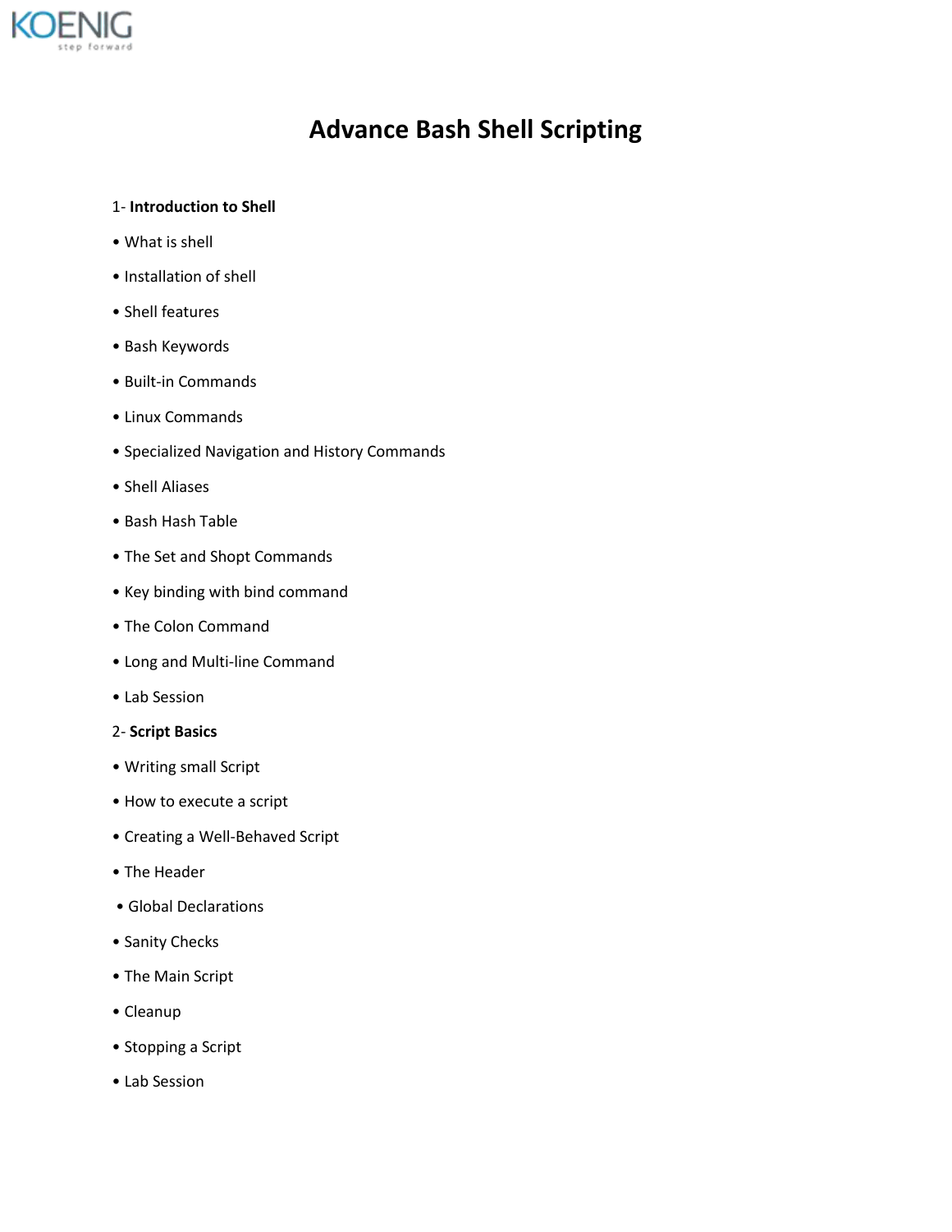# Advance Bash Shell Scripting

1- **Introduction to Shell**

- What is shell
- Installation of shell
- Shell features
- Bash Keywords
- Built-in Commands
- Linux Commands
- Specialized Navigation and History Commands
- Shell Aliases
- Bash Hash Table
- The Set and Shopt Commands
- Key binding with bind command
- The Colon Command
- Long and Multi-line Command
- Lab Session

2- **Script Basics**

- Writing small Script
- How to execute a script
- Creating a Well-Behaved Script
- The Header
- Global Declarations
- Sanity Checks
- The Main Script
- Cleanup
- Stopping a Script
- Lab Session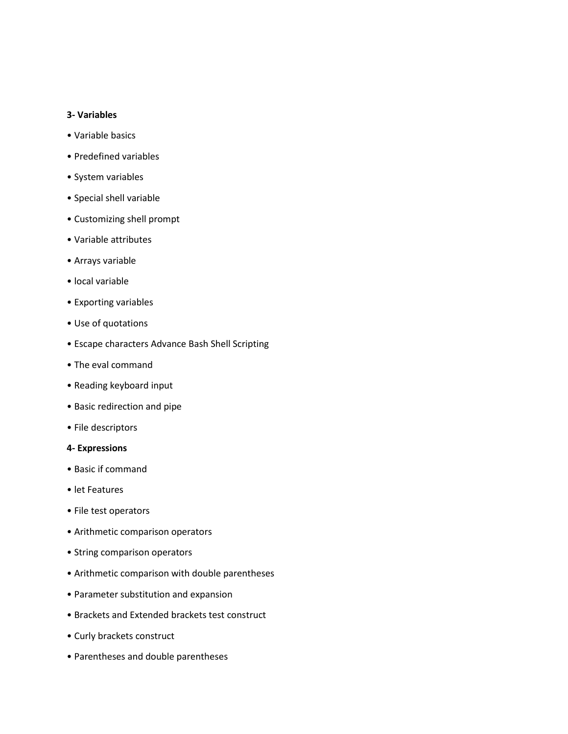**3- Variables**

- Variable basics
- Predefined variables
- System variables
- Special shell variable
- Customizing shell prompt
- Variable attributes
- Arrays variable
- local variable
- Exporting variables
- Use of quotations
- Escape characters Advance Bash Shell Scripting
- The eval command
- Reading keyboard input
- Basic redirection and pipe
- File descriptors

**4- Expressions**

- Basic if command
- let Features
- File test operators
- Arithmetic comparison operators
- String comparison operators
- Arithmetic comparison with double parentheses
- Parameter substitution and expansion
- Brackets and Extended brackets test construct
- Curly brackets construct
- Parentheses and double parentheses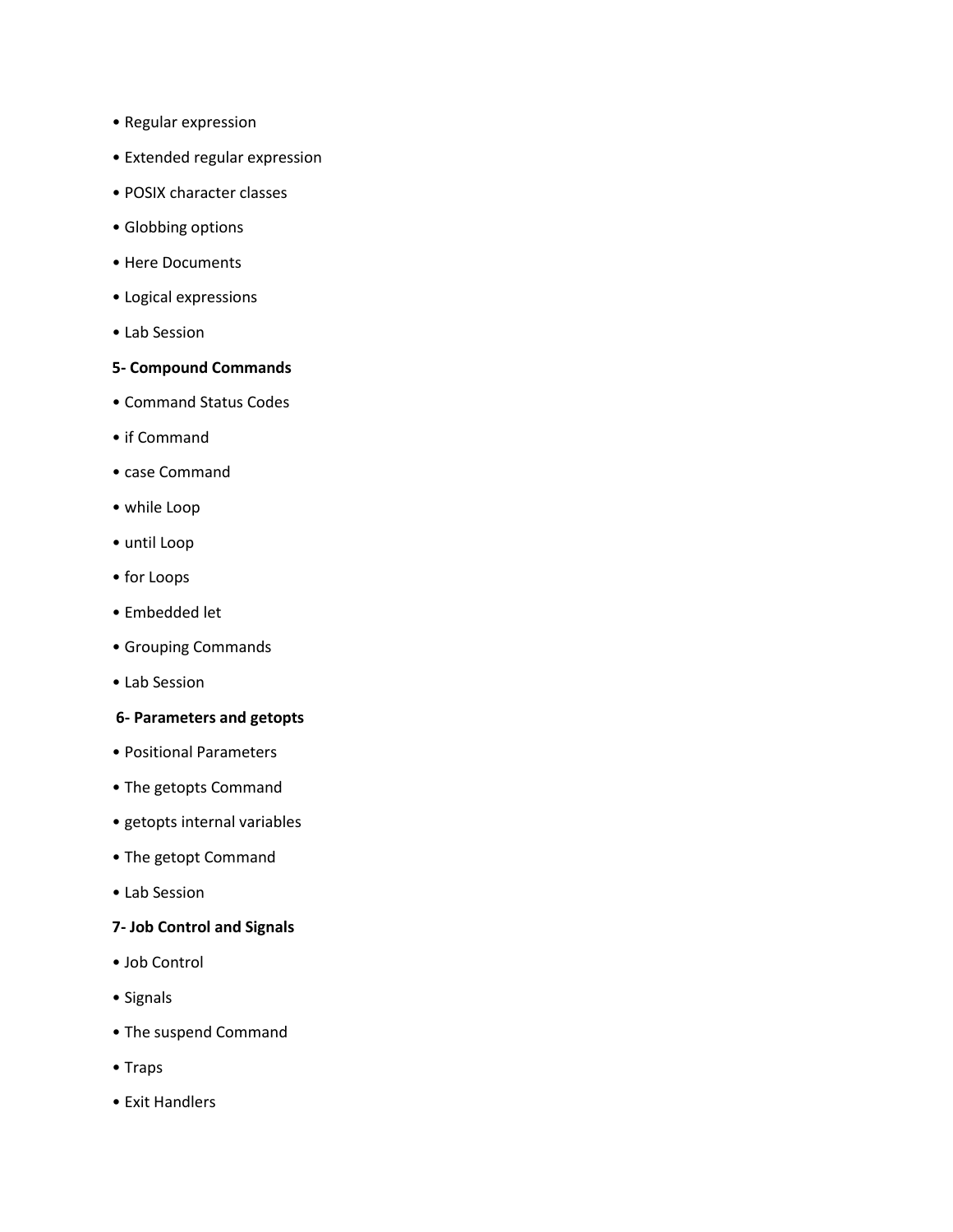- Regular expression
- Extended regular expression
- POSIX character classes
- Globbing options
- Here Documents
- Logical expressions
- Lab Session

**5- Compound Commands**

- Command Status Codes
- if Command
- case Command
- while Loop
- until Loop
- for Loops
- Embedded let
- Grouping Commands
- Lab Session

**6- Parameters and getopts**

- Positional Parameters
- The getopts Command
- getopts internal variables
- The getopt Command
- Lab Session

**7- Job Control and Signals**

- Job Control
- Signals
- The suspend Command
- Traps
- Exit Handlers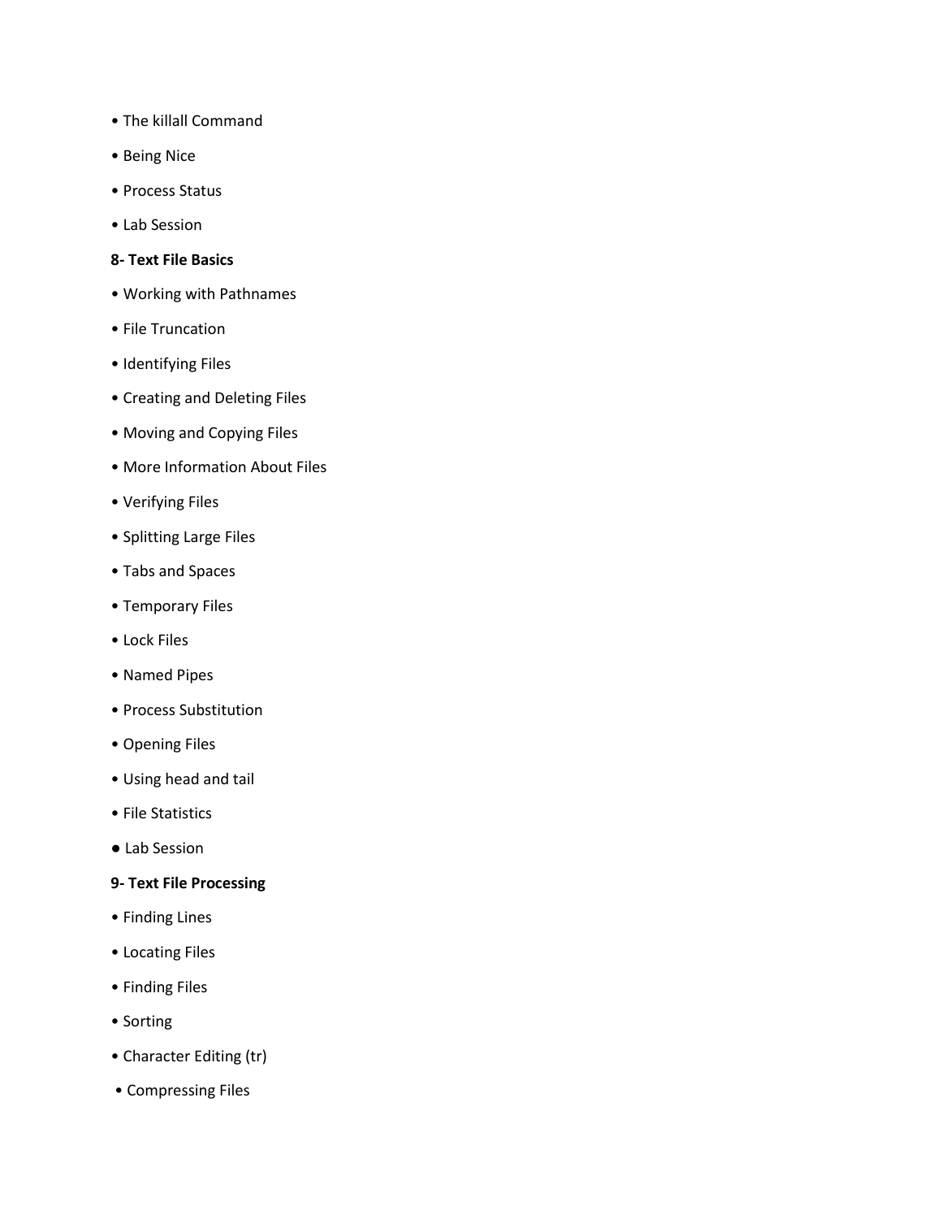- The killall Command
- Being Nice
- Process Status
- Lab Session

**8- Text File Basics**

- Working with Pathnames
- File Truncation
- Identifying Files
- Creating and Deleting Files
- Moving and Copying Files
- More Information About Files
- Verifying Files
- Splitting Large Files
- Tabs and Spaces
- Temporary Files
- Lock Files
- Named Pipes
- Process Substitution
- Opening Files
- Using head and tail
- File Statistics
- Lab Session

**9- Text File Processing**

- Finding Lines
- Locating Files
- Finding Files
- Sorting
- Character Editing (tr)
- Compressing Files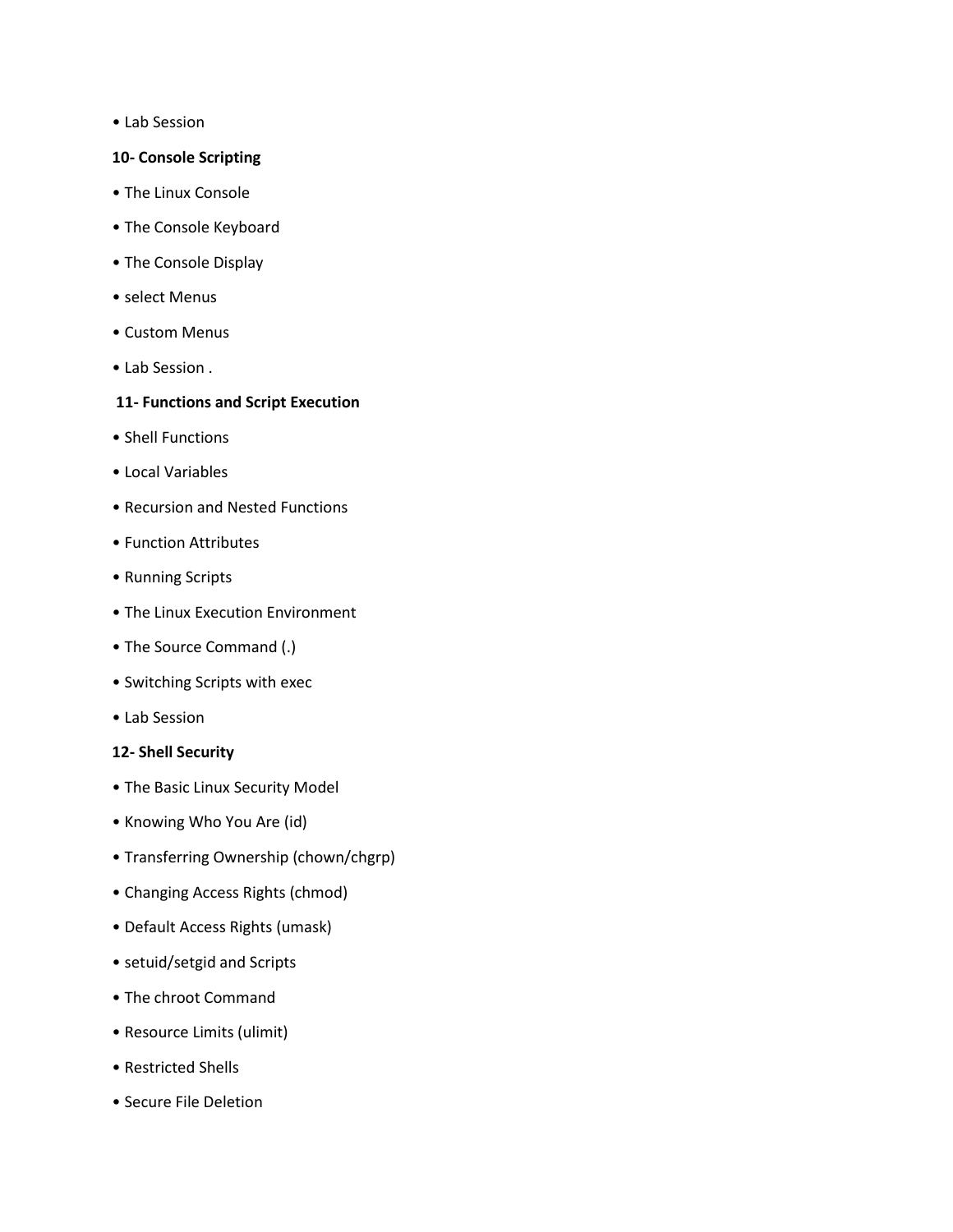- Lab Session

**10- Console Scripting**

- The Linux Console
- The Console Keyboard
- The Console Display
- select Menus
- Custom Menus
- Lab Session .

**11- Functions and Script Execution**

- Shell Functions
- Local Variables
- Recursion and Nested Functions
- Function Attributes
- Running Scripts
- The Linux Execution Environment
- The Source Command (.)
- Switching Scripts with exec
- Lab Session

**12- Shell Security**

- The Basic Linux Security Model
- Knowing Who You Are (id)
- Transferring Ownership (chown/chgrp)
- Changing Access Rights (chmod)
- Default Access Rights (umask)
- setuid/setgid and Scripts
- The chroot Command
- Resource Limits (ulimit)
- Restricted Shells
- Secure File Deletion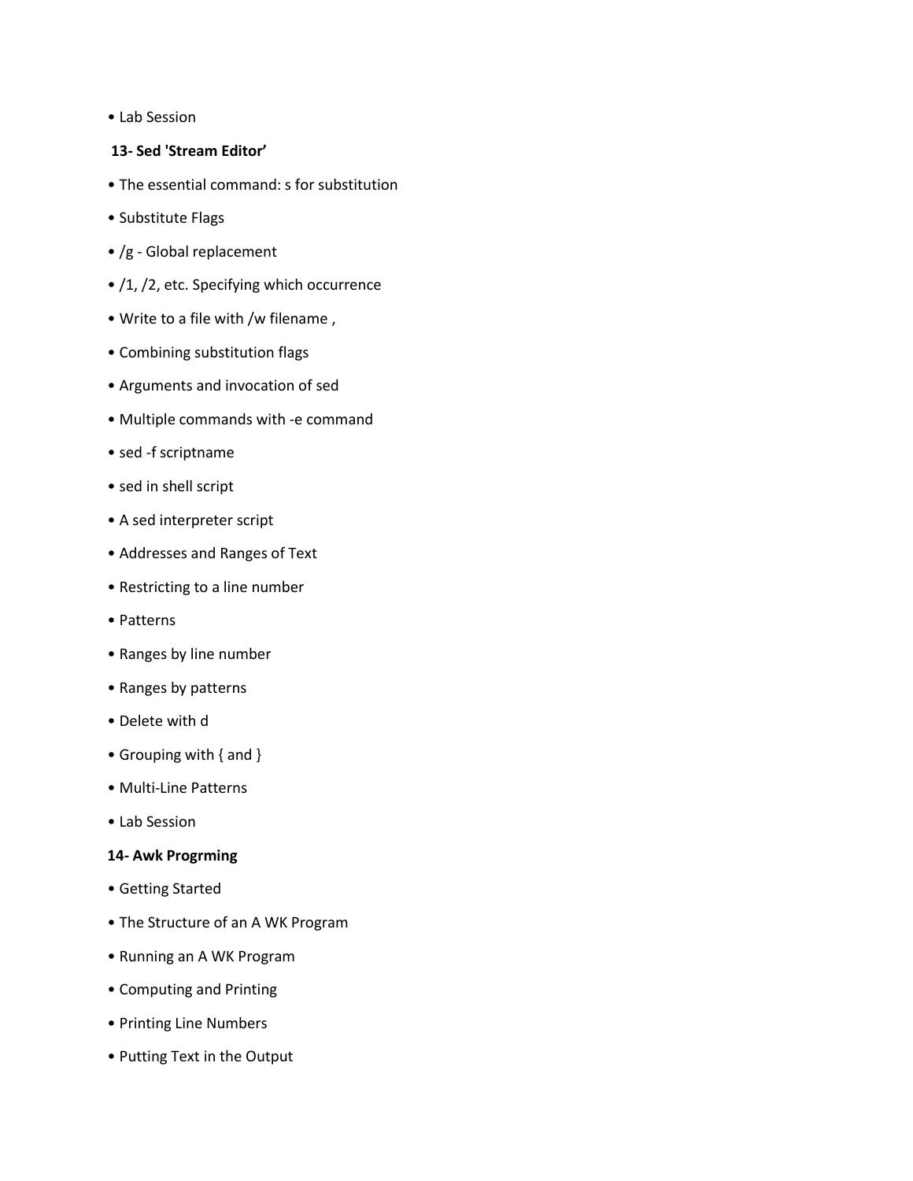- Lab Session

**13- Sed 'Stream Editor'**

- The essential command: s for substitution
- Substitute Flags
- /g - Global replacement
- /1, /2, etc. Specifying which occurrence
- Write to a file with /w filename ,
- Combining substitution flags
- Arguments and invocation of sed
- Multiple commands with -e command
- sed -f scriptname
- sed in shell script
- A sed interpreter script
- Addresses and Ranges of Text
- Restricting to a line number
- Patterns
- Ranges by line number
- Ranges by patterns
- Delete with d
- Grouping with { and }
- Multi-Line Patterns
- Lab Session

**14- Awk Progrming**

- Getting Started
- The Structure of an A WK Program
- Running an A WK Program
- Computing and Printing
- Printing Line Numbers
- Putting Text in the Output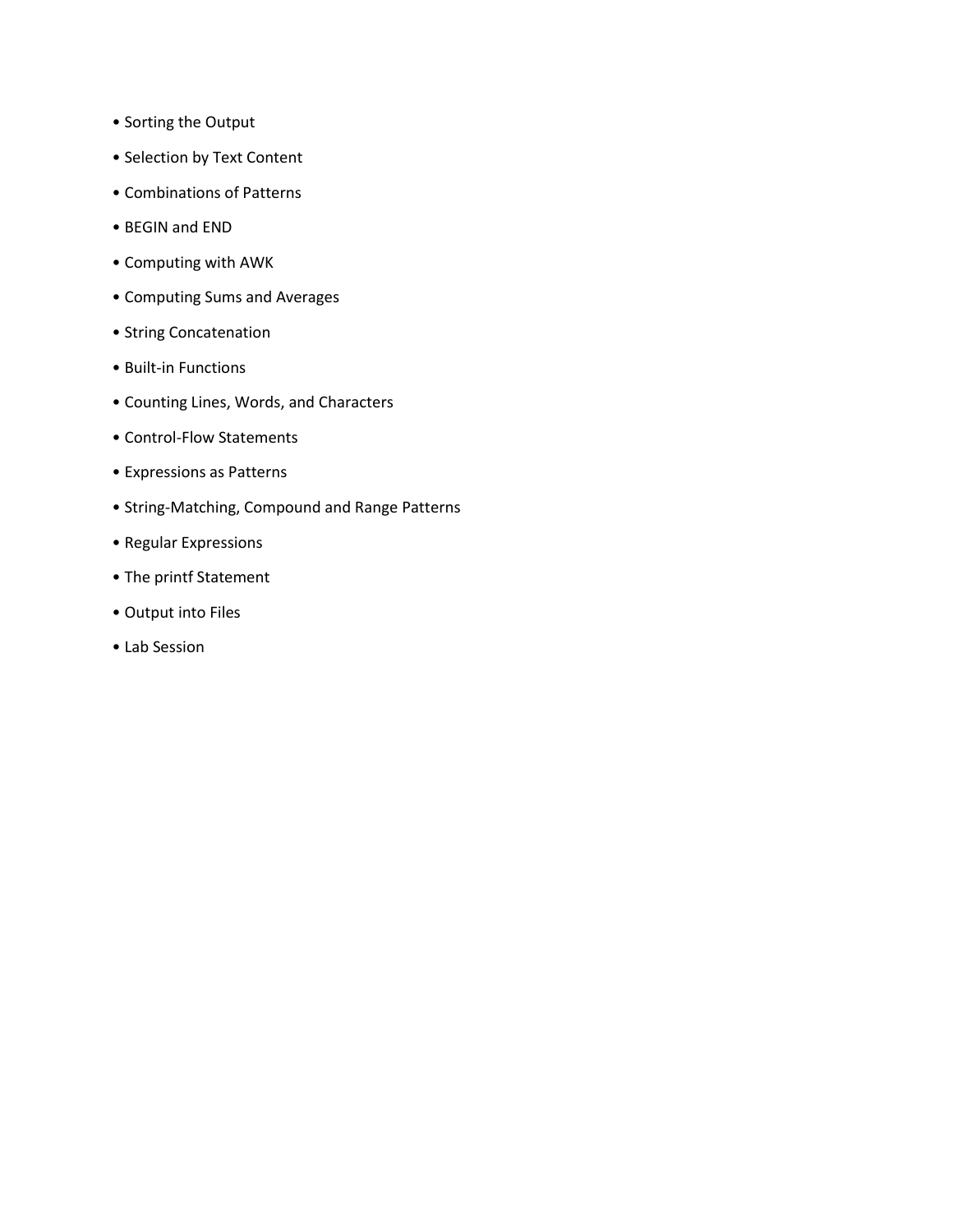- Sorting the Output
- Selection by Text Content
- Combinations of Patterns
- BEGIN and END
- Computing with AWK
- Computing Sums and Averages
- String Concatenation
- Built-in Functions
- Counting Lines, Words, and Characters
- Control-Flow Statements
- Expressions as Patterns
- String-Matching, Compound and Range Patterns
- Regular Expressions
- The printf Statement
- Output into Files
- Lab Session